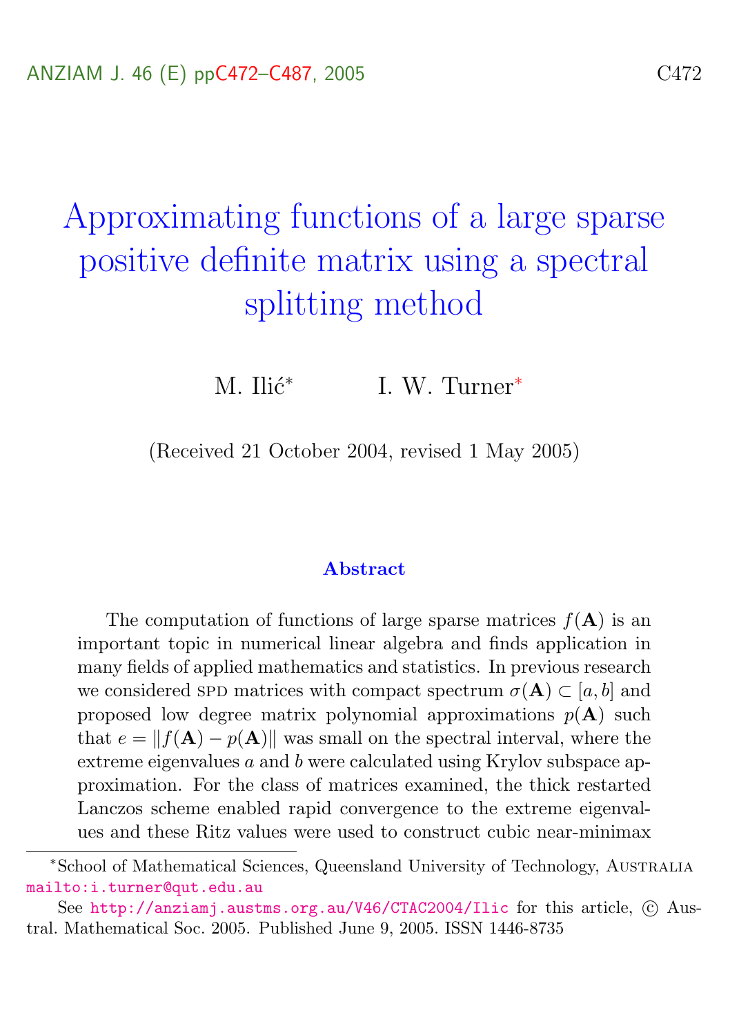# Approximating functions of a large sparse positive definite matrix using a spectral splitting method

M. Ilić* I. W. Turner*

(Received 21 October 2004, revised 1 May 2005)

### Abstract

The computation of functions of large sparse matrices $f(\mathbf{A})$ is an important topic in numerical linear algebra and finds application in many fields of applied mathematics and statistics. In previous research we considered SPD matrices with compact spectrum $\sigma(\mathbf{A}) \subset [a, b]$ and proposed low degree matrix polynomial approximations $p(\mathbf{A})$ such that $e = \|f(\mathbf{A}) - p(\mathbf{A})\|$ was small on the spectral interval, where the extreme eigenvalues $a$ and $b$ were calculated using Krylov subspace approximation. For the class of matrices examined, the thick restarted Lanczos scheme enabled rapid convergence to the extreme eigenvalues and these Ritz values were used to construct cubic near-minimax

---

*School of Mathematical Sciences, Queensland University of Technology, Australia mailto:i.turner@qut.edu.au

See http://anziamj.austms.org.au/V46/CTAC2004/Ilic for this article, © Austral. Mathematical Soc. 2005. Published June 9, 2005. ISSN 1446-8735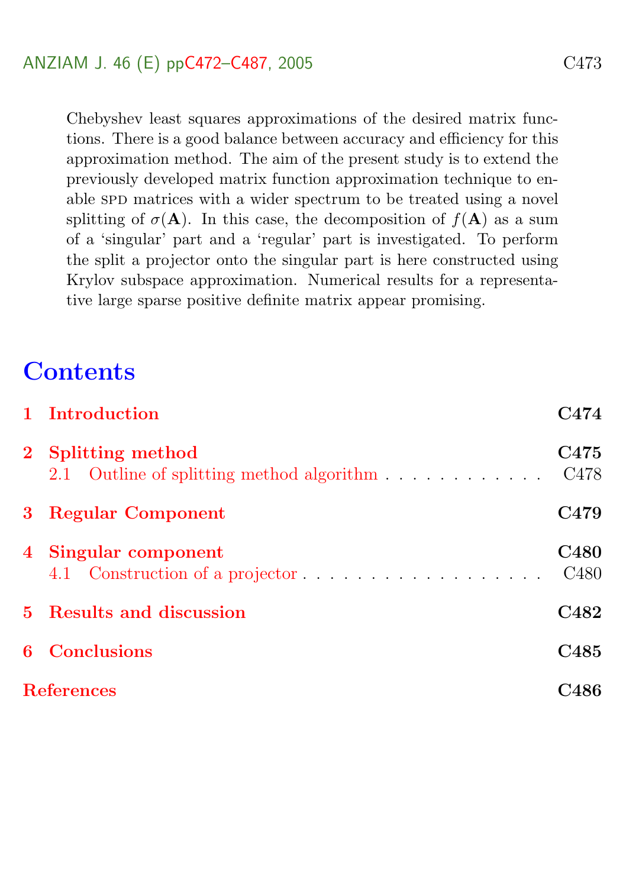Chebyshev least squares approximations of the desired matrix functions. There is a good balance between accuracy and efficiency for this approximation method. The aim of the present study is to extend the previously developed matrix function approximation technique to enable SPD matrices with a wider spectrum to be treated using a novel splitting of $\sigma(\mathbf{A})$. In this case, the decomposition of $f(\mathbf{A})$ as a sum of a 'singular' part and a 'regular' part is investigated. To perform the split a projector onto the singular part is here constructed using Krylov subspace approximation. Numerical results for a representative large sparse positive definite matrix appear promising.

# Contents

| | |
|---|---|
| **1 Introduction** | **C474** |
| **2 Splitting method** | **C475** |
| 2.1 Outline of splitting method algorithm | C478 |
| **3 Regular Component** | **C479** |
| **4 Singular component** | **C480** |
| 4.1 Construction of a projector | C480 |
| **5 Results and discussion** | **C482** |
| **6 Conclusions** | **C485** |
| **References** | **C486** |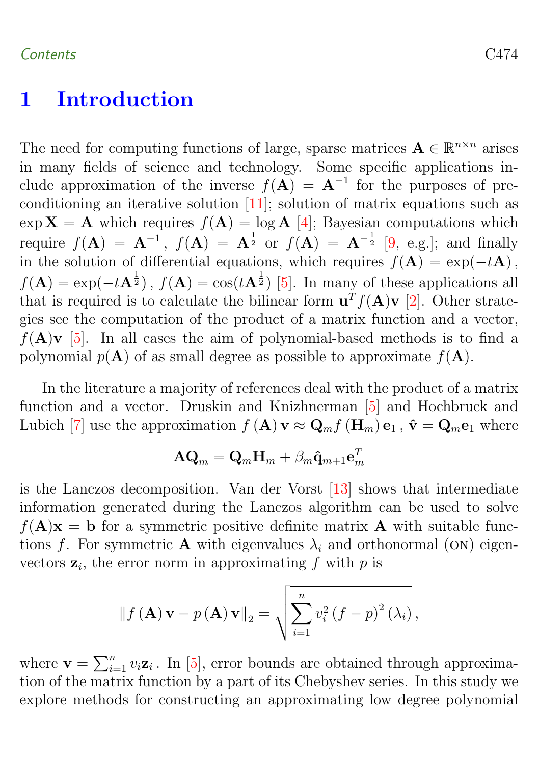# 1 Introduction

The need for computing functions of large, sparse matrices $\mathbf{A} \in \mathbb{R}^{n\times n}$ arises in many fields of science and technology. Some specific applications include approximation of the inverse $f(\mathbf{A}) = \mathbf{A}^{-1}$ for the purposes of preconditioning an iterative solution [11]; solution of matrix equations such as $\exp \mathbf{X} = \mathbf{A}$ which requires $f(\mathbf{A}) = \log \mathbf{A}$ [4]; Bayesian computations which require $f(\mathbf{A}) = \mathbf{A}^{-1}$, $f(\mathbf{A}) = \mathbf{A}^{\frac{1}{2}}$ or $f(\mathbf{A}) = \mathbf{A}^{-\frac{1}{2}}$ [9, e.g.]; and finally in the solution of differential equations, which requires $f(\mathbf{A}) = \exp(-t\mathbf{A})$, $f(\mathbf{A}) = \exp(-t\mathbf{A}^{\frac{1}{2}})$, $f(\mathbf{A}) = \cos(t\mathbf{A}^{\frac{1}{2}})$ [5]. In many of these applications all that is required is to calculate the bilinear form $\mathbf{u}^T f(\mathbf{A})\mathbf{v}$ [2]. Other strategies see the computation of the product of a matrix function and a vector, $f(\mathbf{A})\mathbf{v}$ [5]. In all cases the aim of polynomial-based methods is to find a polynomial $p(\mathbf{A})$ of as small degree as possible to approximate $f(\mathbf{A})$.

In the literature a majority of references deal with the product of a matrix function and a vector. Druskin and Knizhnerman [5] and Hochbruck and Lubich [7] use the approximation $f\left(\mathbf{A}\right)\mathbf{v} \approx \mathbf{Q}_m f\left(\mathbf{H}_m\right)\mathbf{e}_1$ , $\hat{\mathbf{v}} = \mathbf{Q}_m\mathbf{e}_1$ where

$$\mathbf{A}\mathbf{Q}_m = \mathbf{Q}_m\mathbf{H}_m + \beta_m\hat{\mathbf{q}}_{m+1}\mathbf{e}_m^T$$

is the Lanczos decomposition. Van der Vorst [13] shows that intermediate information generated during the Lanczos algorithm can be used to solve $f(\mathbf{A})\mathbf{x} = \mathbf{b}$ for a symmetric positive definite matrix $\mathbf{A}$ with suitable functions $f$. For symmetric $\mathbf{A}$ with eigenvalues $\lambda_i$ and orthonormal (ON) eigenvectors $\mathbf{z}_i$, the error norm in approximating $f$ with $p$ is

$$\left\|f\left(\mathbf{A}\right)\mathbf{v} - p\left(\mathbf{A}\right)\mathbf{v}\right\|_2 = \sqrt{\sum_{i=1}^{n} v_i^2 \left(f-p\right)^2\left(\lambda_i\right)}\,,$$

where $\mathbf{v} = \sum_{i=1}^{n} v_i\mathbf{z}_i$ . In [5], error bounds are obtained through approximation of the matrix function by a part of its Chebyshev series. In this study we explore methods for constructing an approximating low degree polynomial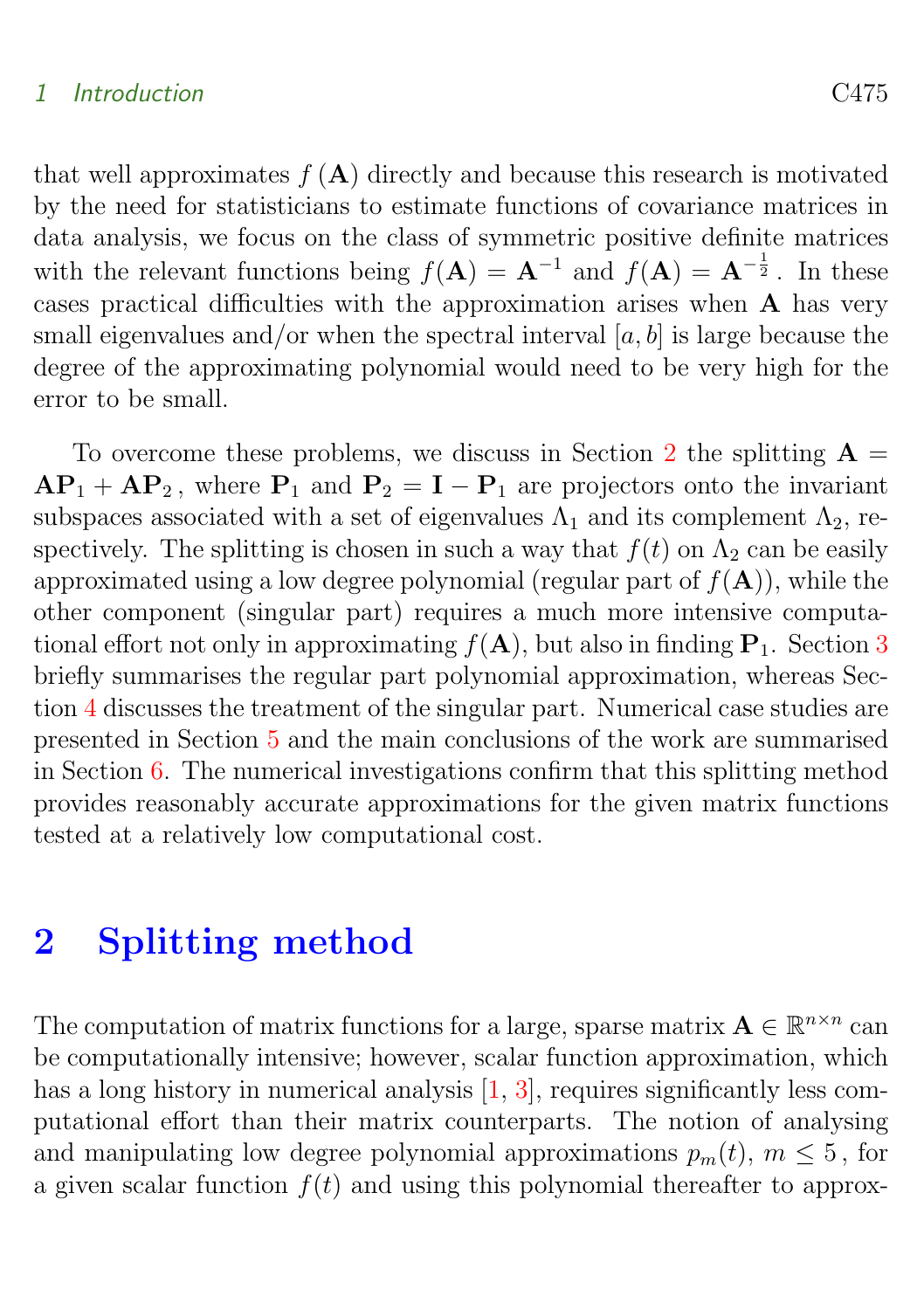that well approximates $f(\mathbf{A})$ directly and because this research is motivated by the need for statisticians to estimate functions of covariance matrices in data analysis, we focus on the class of symmetric positive definite matrices with the relevant functions being $f(\mathbf{A}) = \mathbf{A}^{-1}$ and $f(\mathbf{A}) = \mathbf{A}^{-\frac{1}{2}}$. In these cases practical difficulties with the approximation arises when $\mathbf{A}$ has very small eigenvalues and/or when the spectral interval $[a, b]$ is large because the degree of the approximating polynomial would need to be very high for the error to be small.

To overcome these problems, we discuss in Section 2 the splitting $\mathbf{A} = \mathbf{A}\mathbf{P}_1 + \mathbf{A}\mathbf{P}_2$, where $\mathbf{P}_1$ and $\mathbf{P}_2 = \mathbf{I} - \mathbf{P}_1$ are projectors onto the invariant subspaces associated with a set of eigenvalues $\Lambda_1$ and its complement $\Lambda_2$, respectively. The splitting is chosen in such a way that $f(t)$ on $\Lambda_2$ can be easily approximated using a low degree polynomial (regular part of $f(\mathbf{A})$), while the other component (singular part) requires a much more intensive computational effort not only in approximating $f(\mathbf{A})$, but also in finding $\mathbf{P}_1$. Section 3 briefly summarises the regular part polynomial approximation, whereas Section 4 discusses the treatment of the singular part. Numerical case studies are presented in Section 5 and the main conclusions of the work are summarised in Section 6. The numerical investigations confirm that this splitting method provides reasonably accurate approximations for the given matrix functions tested at a relatively low computational cost.

## 2 Splitting method

The computation of matrix functions for a large, sparse matrix $\mathbf{A} \in \mathbb{R}^{n \times n}$ can be computationally intensive; however, scalar function approximation, which has a long history in numerical analysis [1, 3], requires significantly less computational effort than their matrix counterparts. The notion of analysing and manipulating low degree polynomial approximations $p_m(t)$, $m \leq 5$, for a given scalar function $f(t)$ and using this polynomial thereafter to approx-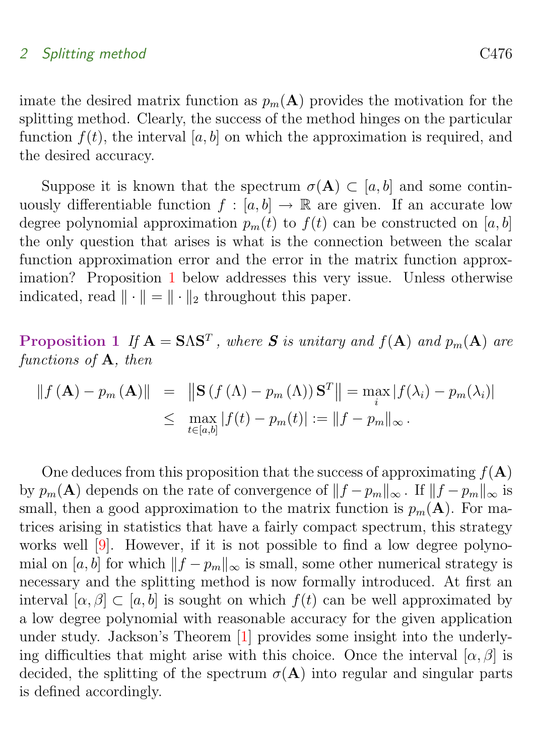imate the desired matrix function as $p_m(\mathbf{A})$ provides the motivation for the splitting method. Clearly, the success of the method hinges on the particular function $f(t)$, the interval $[a, b]$ on which the approximation is required, and the desired accuracy.

Suppose it is known that the spectrum $\sigma(\mathbf{A}) \subset [a, b]$ and some continuously differentiable function $f : [a, b] \to \mathbb{R}$ are given. If an accurate low degree polynomial approximation $p_m(t)$ to $f(t)$ can be constructed on $[a, b]$ the only question that arises is what is the connection between the scalar function approximation error and the error in the matrix function approximation? Proposition 1 below addresses this very issue. Unless otherwise indicated, read $\|\cdot\| = \|\cdot\|_2$ throughout this paper.

**Proposition 1** *If $\mathbf{A} = \mathbf{S}\Lambda\mathbf{S}^T$, where $\boldsymbol{S}$ is unitary and $f(\mathbf{A})$ and $p_m(\mathbf{A})$ are functions of $\mathbf{A}$, then*

$$
\begin{aligned}
\|f(\mathbf{A}) - p_m(\mathbf{A})\| &= \left\|\mathbf{S}\left(f(\Lambda) - p_m(\Lambda)\right)\mathbf{S}^T\right\| = \max_i |f(\lambda_i) - p_m(\lambda_i)| \\
&\leq \max_{t\in[a,b]} |f(t) - p_m(t)| := \|f - p_m\|_\infty .
\end{aligned}
$$

One deduces from this proposition that the success of approximating $f(\mathbf{A})$ by $p_m(\mathbf{A})$ depends on the rate of convergence of $\|f - p_m\|_\infty$. If $\|f - p_m\|_\infty$ is small, then a good approximation to the matrix function is $p_m(\mathbf{A})$. For matrices arising in statistics that have a fairly compact spectrum, this strategy works well [9]. However, if it is not possible to find a low degree polynomial on $[a, b]$ for which $\|f - p_m\|_\infty$ is small, some other numerical strategy is necessary and the splitting method is now formally introduced. At first an interval $[\alpha, \beta] \subset [a, b]$ is sought on which $f(t)$ can be well approximated by a low degree polynomial with reasonable accuracy for the given application under study. Jackson's Theorem [1] provides some insight into the underlying difficulties that might arise with this choice. Once the interval $[\alpha, \beta]$ is decided, the splitting of the spectrum $\sigma(\mathbf{A})$ into regular and singular parts is defined accordingly.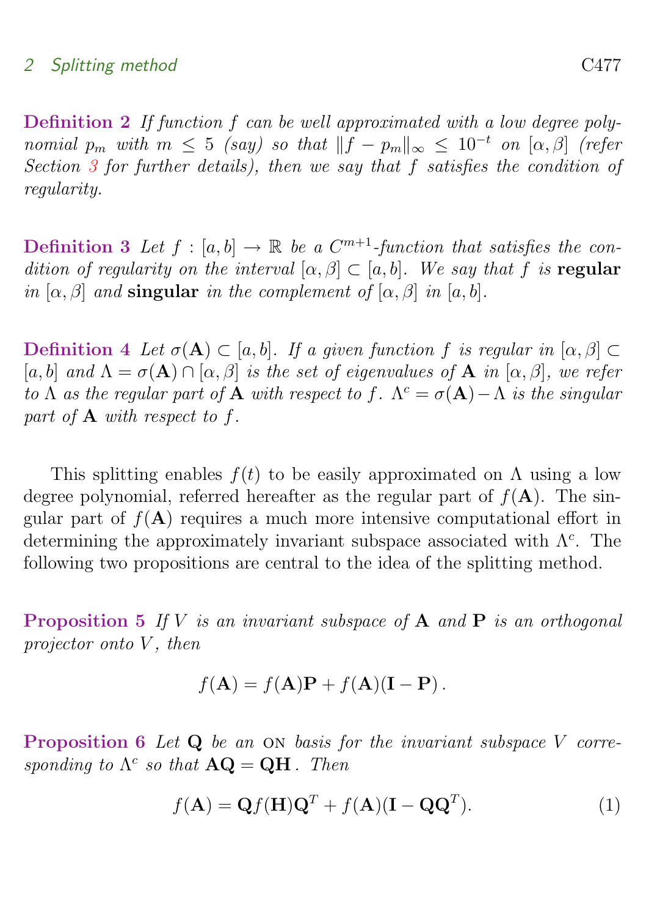**Definition 2** *If function $f$ can be well approximated with a low degree polynomial $p_m$ with $m \leq 5$ (say) so that $\|f - p_m\|_\infty \leq 10^{-t}$ on $[\alpha, \beta]$ (refer Section 3 for further details), then we say that $f$ satisfies the condition of regularity.*

**Definition 3** *Let $f : [a, b] \to \mathbb{R}$ be a $C^{m+1}$-function that satisfies the condition of regularity on the interval $[\alpha, \beta] \subset [a, b]$. We say that $f$ is* **regular** *in $[\alpha, \beta]$ and* **singular** *in the complement of $[\alpha, \beta]$ in $[a, b]$.*

**Definition 4** *Let $\sigma(\mathbf{A}) \subset [a, b]$. If a given function $f$ is regular in $[\alpha, \beta] \subset [a, b]$ and $\Lambda = \sigma(\mathbf{A}) \cap [\alpha, \beta]$ is the set of eigenvalues of $\mathbf{A}$ in $[\alpha, \beta]$, we refer to $\Lambda$ as the regular part of $\mathbf{A}$ with respect to $f$. $\Lambda^c = \sigma(\mathbf{A}) - \Lambda$ is the singular part of $\mathbf{A}$ with respect to $f$.*

This splitting enables $f(t)$ to be easily approximated on $\Lambda$ using a low degree polynomial, referred hereafter as the regular part of $f(\mathbf{A})$. The singular part of $f(\mathbf{A})$ requires a much more intensive computational effort in determining the approximately invariant subspace associated with $\Lambda^c$. The following two propositions are central to the idea of the splitting method.

**Proposition 5** *If $V$ is an invariant subspace of $\mathbf{A}$ and $\mathbf{P}$ is an orthogonal projector onto $V$, then*

$$f(\mathbf{A}) = f(\mathbf{A})\mathbf{P} + f(\mathbf{A})(\mathbf{I} - \mathbf{P})\,.$$

**Proposition 6** *Let $\mathbf{Q}$ be an* ON *basis for the invariant subspace $V$ corresponding to $\Lambda^c$ so that $\mathbf{AQ} = \mathbf{QH}$. Then*

$$f(\mathbf{A}) = \mathbf{Q}f(\mathbf{H})\mathbf{Q}^T + f(\mathbf{A})(\mathbf{I} - \mathbf{Q}\mathbf{Q}^T). \tag{1}$$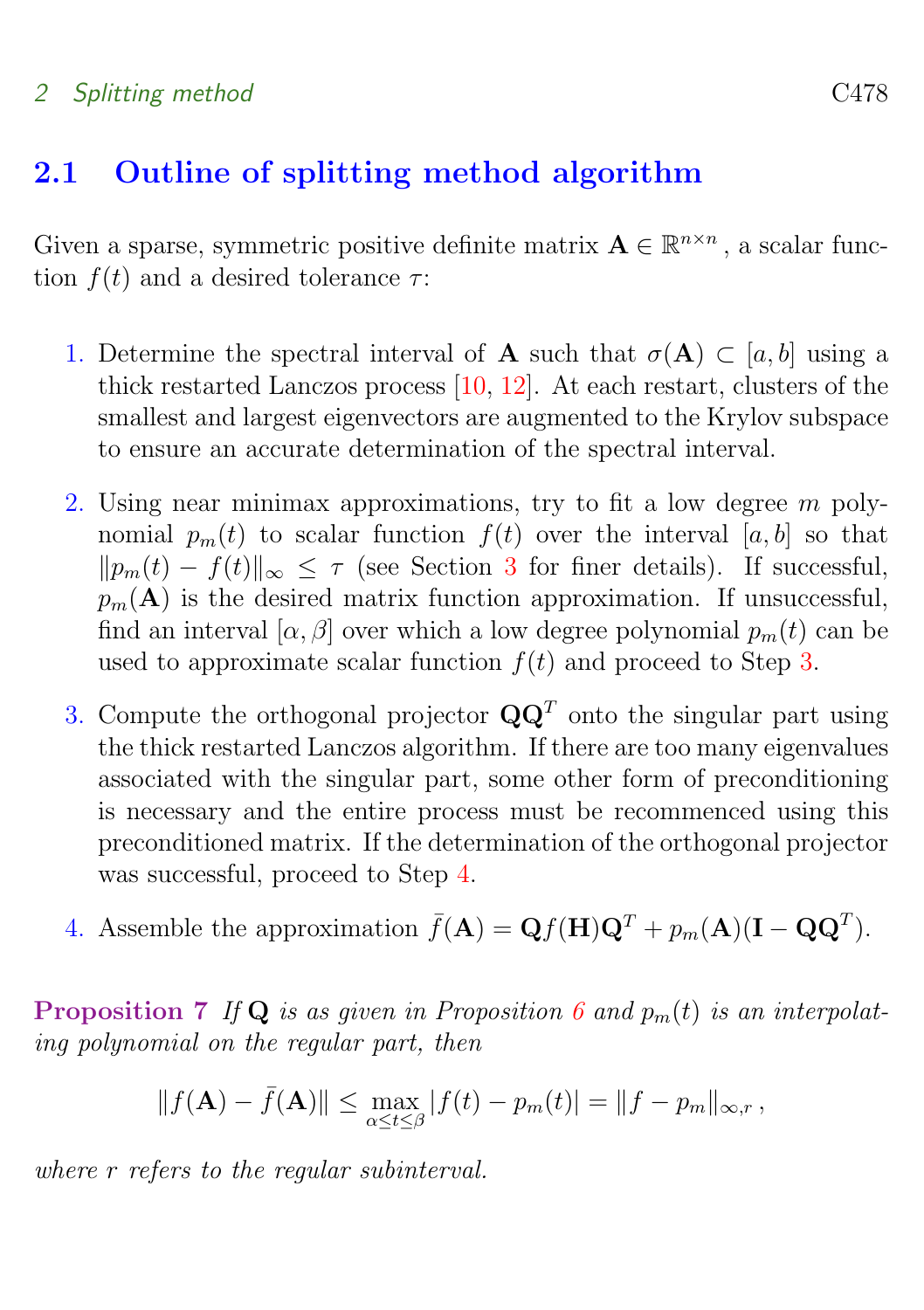## 2.1 Outline of splitting method algorithm

Given a sparse, symmetric positive definite matrix $\mathbf{A} \in \mathbb{R}^{n\times n}$, a scalar function $f(t)$ and a desired tolerance $\tau$:

1. Determine the spectral interval of $\mathbf{A}$ such that $\sigma(\mathbf{A}) \subset [a, b]$ using a thick restarted Lanczos process [10, 12]. At each restart, clusters of the smallest and largest eigenvectors are augmented to the Krylov subspace to ensure an accurate determination of the spectral interval.
2. Using near minimax approximations, try to fit a low degree $m$ polynomial $p_m(t)$ to scalar function $f(t)$ over the interval $[a, b]$ so that $\|p_m(t) - f(t)\|_\infty \le \tau$ (see Section 3 for finer details). If successful, $p_m(\mathbf{A})$ is the desired matrix function approximation. If unsuccessful, find an interval $[\alpha, \beta]$ over which a low degree polynomial $p_m(t)$ can be used to approximate scalar function $f(t)$ and proceed to Step 3.
3. Compute the orthogonal projector $\mathbf{Q}\mathbf{Q}^T$ onto the singular part using the thick restarted Lanczos algorithm. If there are too many eigenvalues associated with the singular part, some other form of preconditioning is necessary and the entire process must be recommenced using this preconditioned matrix. If the determination of the orthogonal projector was successful, proceed to Step 4.
4. Assemble the approximation $\bar{f}(\mathbf{A}) = \mathbf{Q}f(\mathbf{H})\mathbf{Q}^T + p_m(\mathbf{A})(\mathbf{I} - \mathbf{Q}\mathbf{Q}^T)$.

**Proposition 7** *If $\mathbf{Q}$ is as given in Proposition 6 and $p_m(t)$ is an interpolating polynomial on the regular part, then*

$$\|f(\mathbf{A}) - \bar{f}(\mathbf{A})\| \le \max_{\alpha \le t \le \beta} |f(t) - p_m(t)| = \|f - p_m\|_{\infty,r}\,,$$

*where $r$ refers to the regular subinterval.*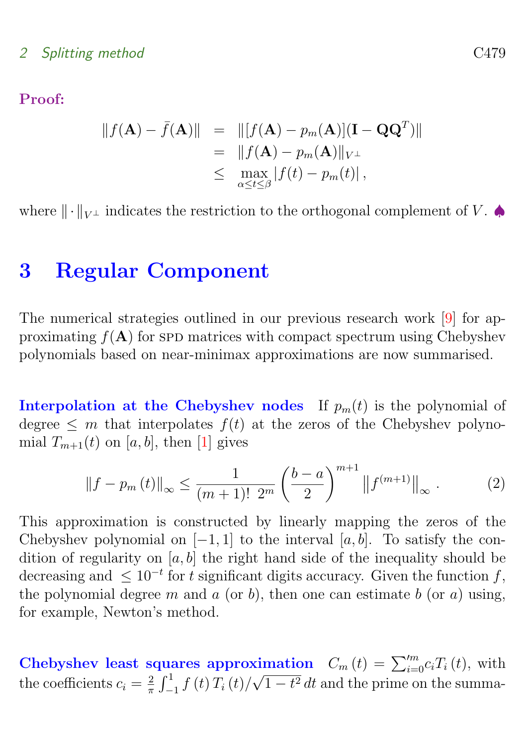**Proof:**

$$
\begin{aligned}
\|f(\mathbf{A}) - \bar{f}(\mathbf{A})\| &= \|[f(\mathbf{A}) - p_m(\mathbf{A})](\mathbf{I} - \mathbf{Q}\mathbf{Q}^T)\| \\
&= \|f(\mathbf{A}) - p_m(\mathbf{A})\|_{V^\perp} \\
&\leq \max_{\alpha \leq t \leq \beta} |f(t) - p_m(t)|\,,
\end{aligned}
$$

where $\|\cdot\|_{V^\perp}$ indicates the restriction to the orthogonal complement of $V$. ♠

# 3 Regular Component

The numerical strategies outlined in our previous research work [9] for approximating $f(\mathbf{A})$ for SPD matrices with compact spectrum using Chebyshev polynomials based on near-minimax approximations are now summarised.

**Interpolation at the Chebyshev nodes** If $p_m(t)$ is the polynomial of degree $\leq m$ that interpolates $f(t)$ at the zeros of the Chebyshev polynomial $T_{m+1}(t)$ on $[a,b]$, then [1] gives

$$
\|f - p_m(t)\|_\infty \leq \frac{1}{(m+1)!\ 2^m} \left(\frac{b-a}{2}\right)^{m+1} \left\|f^{(m+1)}\right\|_\infty . \tag{2}
$$

This approximation is constructed by linearly mapping the zeros of the Chebyshev polynomial on $[-1,1]$ to the interval $[a,b]$. To satisfy the condition of regularity on $[a,b]$ the right hand side of the inequality should be decreasing and $\leq 10^{-t}$ for $t$ significant digits accuracy. Given the function $f$, the polynomial degree $m$ and $a$ (or $b$), then one can estimate $b$ (or $a$) using, for example, Newton's method.

**Chebyshev least squares approximation** $C_m(t) = {\sum_{i=0}^{m}}' c_i T_i(t)$, with the coefficients $c_i = \frac{2}{\pi}\int_{-1}^{1} f(t)\, T_i(t)/\sqrt{1-t^2}\, dt$ and the prime on the summa-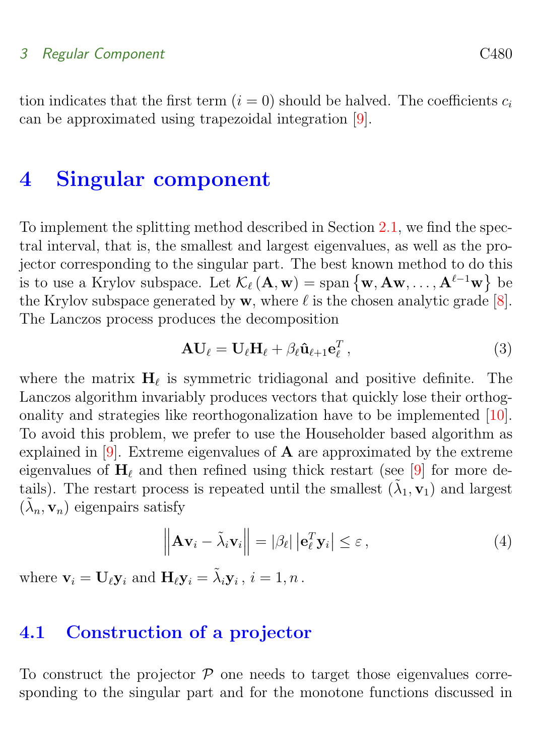tion indicates that the first term ($i = 0$) should be halved. The coefficients $c_i$ can be approximated using trapezoidal integration [9].

# 4 Singular component

To implement the splitting method described in Section 2.1, we find the spectral interval, that is, the smallest and largest eigenvalues, as well as the projector corresponding to the singular part. The best known method to do this is to use a Krylov subspace. Let $\mathcal{K}_\ell(\mathbf{A}, \mathbf{w}) = \operatorname{span}\left\{\mathbf{w}, \mathbf{A}\mathbf{w}, \ldots, \mathbf{A}^{\ell-1}\mathbf{w}\right\}$ be the Krylov subspace generated by $\mathbf{w}$, where $\ell$ is the chosen analytic grade [8]. The Lanczos process produces the decomposition

$$\mathbf{A}\mathbf{U}_\ell = \mathbf{U}_\ell \mathbf{H}_\ell + \beta_\ell \hat{\mathbf{u}}_{\ell+1} \mathbf{e}_\ell^T \,, \tag{3}$$

where the matrix $\mathbf{H}_\ell$ is symmetric tridiagonal and positive definite. The Lanczos algorithm invariably produces vectors that quickly lose their orthogonality and strategies like reorthogonalization have to be implemented [10]. To avoid this problem, we prefer to use the Householder based algorithm as explained in [9]. Extreme eigenvalues of $\mathbf{A}$ are approximated by the extreme eigenvalues of $\mathbf{H}_\ell$ and then refined using thick restart (see [9] for more details). The restart process is repeated until the smallest $(\tilde{\lambda}_1, \mathbf{v}_1)$ and largest $(\tilde{\lambda}_n, \mathbf{v}_n)$ eigenpairs satisfy

$$\left\|\mathbf{A}\mathbf{v}_i - \tilde{\lambda}_i \mathbf{v}_i\right\| = |\beta_\ell| \left|\mathbf{e}_\ell^T \mathbf{y}_i\right| \leq \varepsilon \,, \tag{4}$$

where $\mathbf{v}_i = \mathbf{U}_\ell \mathbf{y}_i$ and $\mathbf{H}_\ell \mathbf{y}_i = \tilde{\lambda}_i \mathbf{y}_i$, $i = 1, n$.

## 4.1 Construction of a projector

To construct the projector $\mathcal{P}$ one needs to target those eigenvalues corresponding to the singular part and for the monotone functions discussed in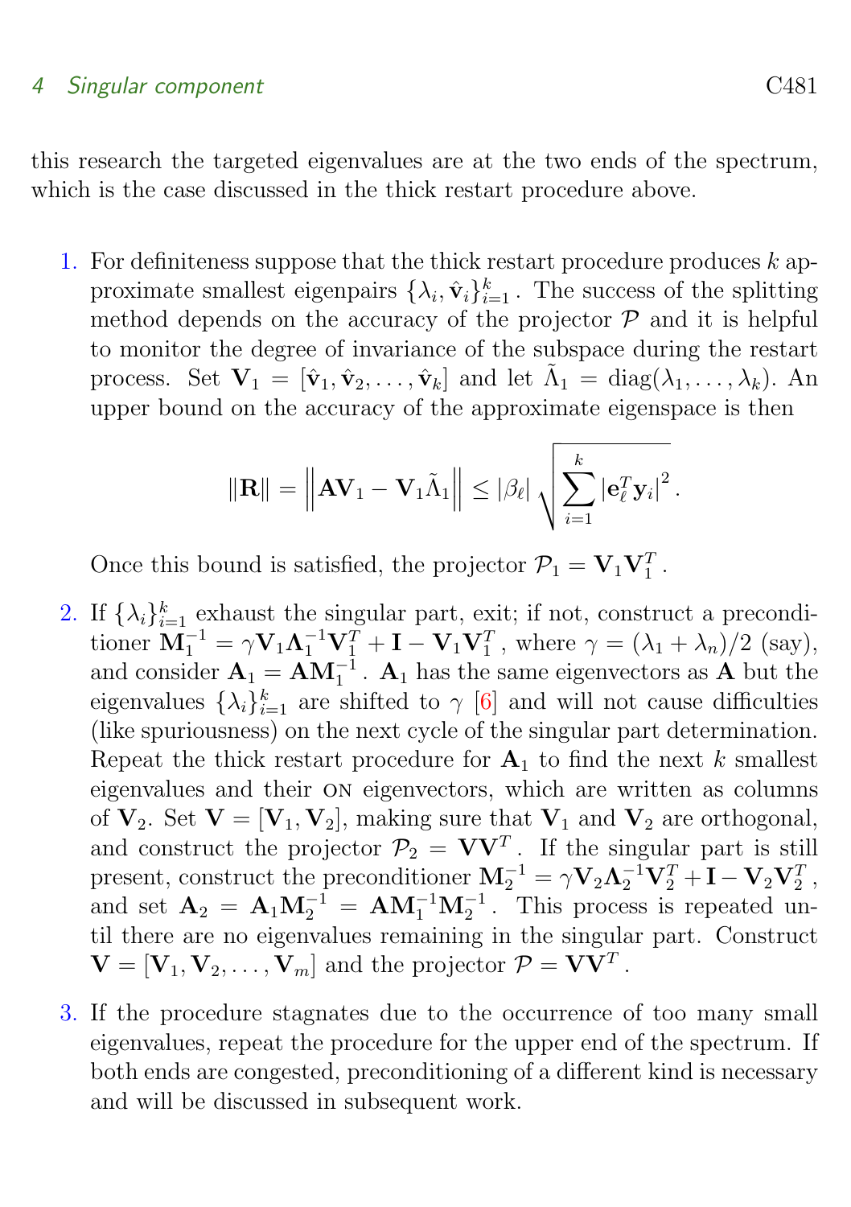this research the targeted eigenvalues are at the two ends of the spectrum, which is the case discussed in the thick restart procedure above.

1. For definiteness suppose that the thick restart procedure produces $k$ approximate smallest eigenpairs $\{\lambda_i, \hat{\mathbf{v}}_i\}_{i=1}^k$. The success of the splitting method depends on the accuracy of the projector $\mathcal{P}$ and it is helpful to monitor the degree of invariance of the subspace during the restart process. Set $\mathbf{V}_1 = [\hat{\mathbf{v}}_1, \hat{\mathbf{v}}_2, \ldots, \hat{\mathbf{v}}_k]$ and let $\tilde{\Lambda}_1 = \operatorname{diag}(\lambda_1, \ldots, \lambda_k)$. An upper bound on the accuracy of the approximate eigenspace is then

$$\|\mathbf{R}\| = \left\|\mathbf{A}\mathbf{V}_1 - \mathbf{V}_1\tilde{\Lambda}_1\right\| \le |\beta_\ell| \sqrt{\sum_{i=1}^{k} \left|\mathbf{e}_\ell^T \mathbf{y}_i\right|^2}\,.$$

   Once this bound is satisfied, the projector $\mathcal{P}_1 = \mathbf{V}_1\mathbf{V}_1^T$.

2. If $\{\lambda_i\}_{i=1}^k$ exhaust the singular part, exit; if not, construct a preconditioner $\mathbf{M}_1^{-1} = \gamma \mathbf{V}_1 \mathbf{\Lambda}_1^{-1} \mathbf{V}_1^T + \mathbf{I} - \mathbf{V}_1\mathbf{V}_1^T$, where $\gamma = (\lambda_1 + \lambda_n)/2$ (say), and consider $\mathbf{A}_1 = \mathbf{A}\mathbf{M}_1^{-1}$. $\mathbf{A}_1$ has the same eigenvectors as $\mathbf{A}$ but the eigenvalues $\{\lambda_i\}_{i=1}^k$ are shifted to $\gamma$ [6] and will not cause difficulties (like spuriousness) on the next cycle of the singular part determination. Repeat the thick restart procedure for $\mathbf{A}_1$ to find the next $k$ smallest eigenvalues and their ON eigenvectors, which are written as columns of $\mathbf{V}_2$. Set $\mathbf{V} = [\mathbf{V}_1, \mathbf{V}_2]$, making sure that $\mathbf{V}_1$ and $\mathbf{V}_2$ are orthogonal, and construct the projector $\mathcal{P}_2 = \mathbf{V}\mathbf{V}^T$. If the singular part is still present, construct the preconditioner $\mathbf{M}_2^{-1} = \gamma \mathbf{V}_2 \mathbf{\Lambda}_2^{-1} \mathbf{V}_2^T + \mathbf{I} - \mathbf{V}_2\mathbf{V}_2^T$, and set $\mathbf{A}_2 = \mathbf{A}_1\mathbf{M}_2^{-1} = \mathbf{A}\mathbf{M}_1^{-1}\mathbf{M}_2^{-1}$. This process is repeated until there are no eigenvalues remaining in the singular part. Construct $\mathbf{V} = [\mathbf{V}_1, \mathbf{V}_2, \ldots, \mathbf{V}_m]$ and the projector $\mathcal{P} = \mathbf{V}\mathbf{V}^T$.

3. If the procedure stagnates due to the occurrence of too many small eigenvalues, repeat the procedure for the upper end of the spectrum. If both ends are congested, preconditioning of a different kind is necessary and will be discussed in subsequent work.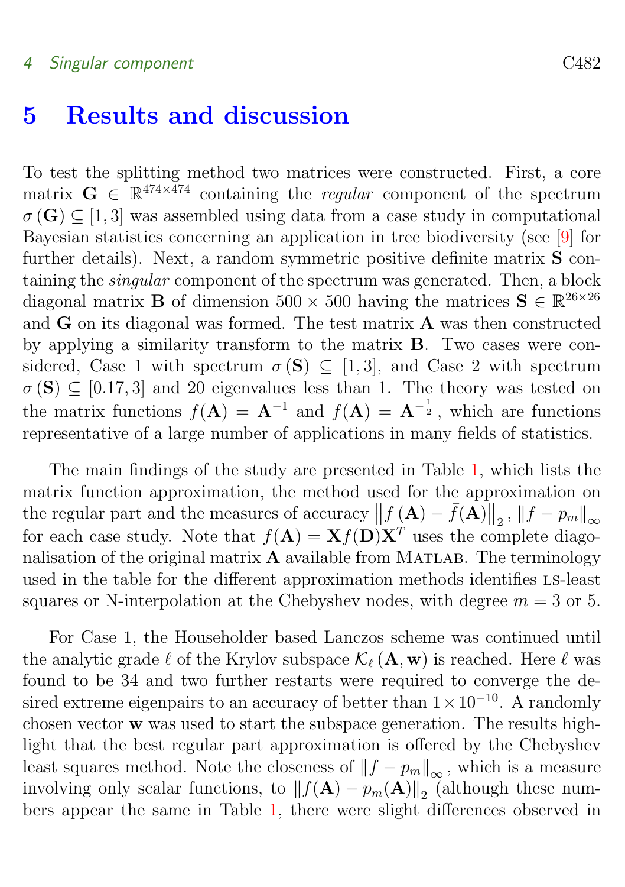# 5 Results and discussion

To test the splitting method two matrices were constructed. First, a core matrix $\mathbf{G} \in \mathbb{R}^{474\times474}$ containing the *regular* component of the spectrum $\sigma(\mathbf{G}) \subseteq [1,3]$ was assembled using data from a case study in computational Bayesian statistics concerning an application in tree biodiversity (see [9] for further details). Next, a random symmetric positive definite matrix $\mathbf{S}$ containing the *singular* component of the spectrum was generated. Then, a block diagonal matrix $\mathbf{B}$ of dimension $500 \times 500$ having the matrices $\mathbf{S} \in \mathbb{R}^{26\times26}$ and $\mathbf{G}$ on its diagonal was formed. The test matrix $\mathbf{A}$ was then constructed by applying a similarity transform to the matrix $\mathbf{B}$. Two cases were considered, Case 1 with spectrum $\sigma(\mathbf{S}) \subseteq [1,3]$, and Case 2 with spectrum $\sigma(\mathbf{S}) \subseteq [0.17,3]$ and 20 eigenvalues less than 1. The theory was tested on the matrix functions $f(\mathbf{A}) = \mathbf{A}^{-1}$ and $f(\mathbf{A}) = \mathbf{A}^{-\frac{1}{2}}$, which are functions representative of a large number of applications in many fields of statistics.

The main findings of the study are presented in Table 1, which lists the matrix function approximation, the method used for the approximation on the regular part and the measures of accuracy $\left\|f(\mathbf{A}) - \bar{f}(\mathbf{A})\right\|_2$, $\|f - p_m\|_\infty$ for each case study. Note that $f(\mathbf{A}) = \mathbf{X}f(\mathbf{D})\mathbf{X}^T$ uses the complete diagonalisation of the original matrix $\mathbf{A}$ available from Matlab. The terminology used in the table for the different approximation methods identifies LS-least squares or N-interpolation at the Chebyshev nodes, with degree $m = 3$ or 5.

For Case 1, the Householder based Lanczos scheme was continued until the analytic grade $\ell$ of the Krylov subspace $\mathcal{K}_\ell(\mathbf{A}, \mathbf{w})$ is reached. Here $\ell$ was found to be 34 and two further restarts were required to converge the desired extreme eigenpairs to an accuracy of better than $1\times10^{-10}$. A randomly chosen vector $\mathbf{w}$ was used to start the subspace generation. The results highlight that the best regular part approximation is offered by the Chebyshev least squares method. Note the closeness of $\|f - p_m\|_\infty$, which is a measure involving only scalar functions, to $\|f(\mathbf{A}) - p_m(\mathbf{A})\|_2$ (although these numbers appear the same in Table 1, there were slight differences observed in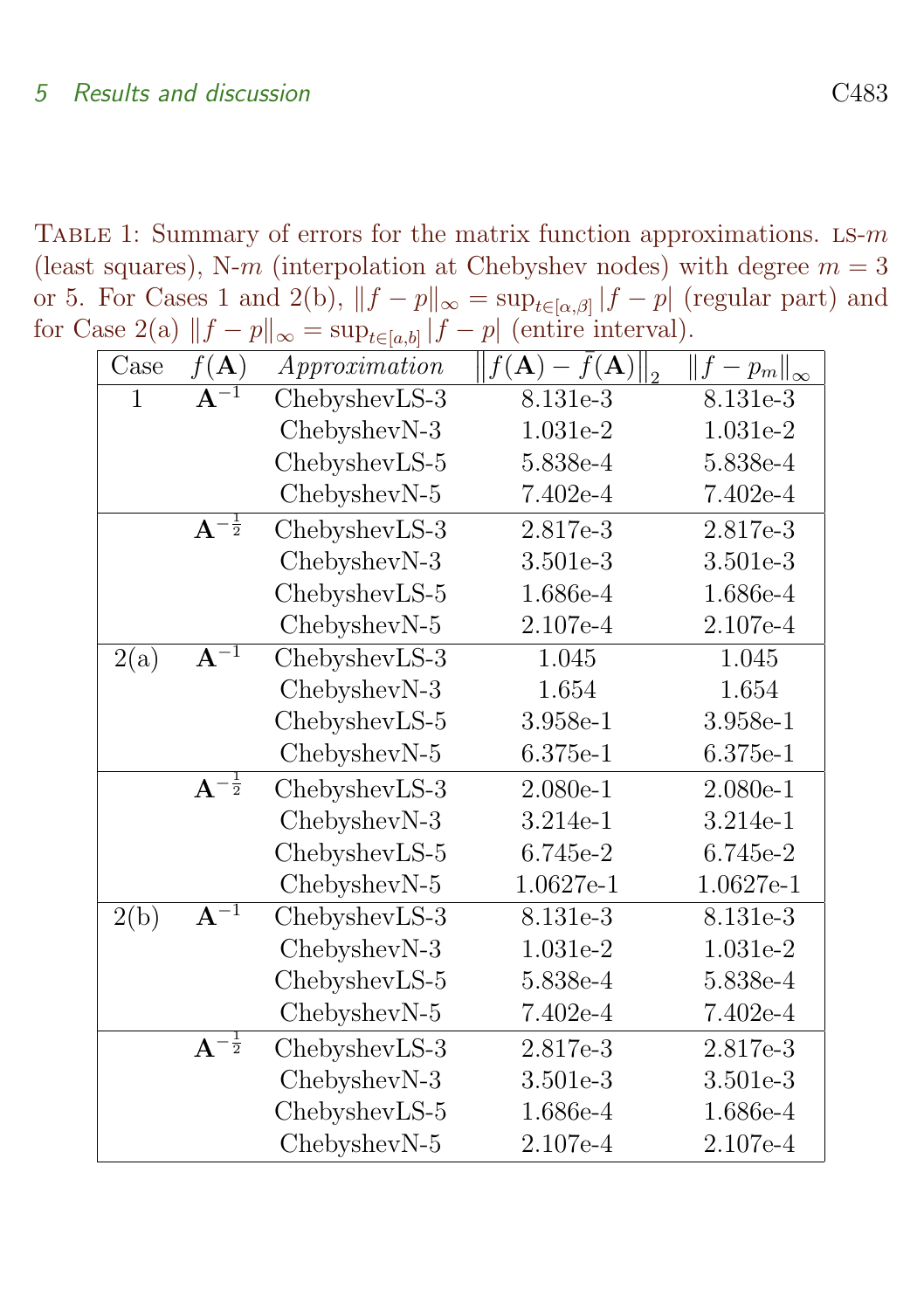Table 1: Summary of errors for the matrix function approximations. LS-$m$ (least squares), N-$m$ (interpolation at Chebyshev nodes) with degree $m = 3$ or 5. For Cases 1 and 2(b), $\|f - p\|_\infty = \sup_{t\in[\alpha,\beta]} |f - p|$ (regular part) and for Case 2(a) $\|f - p\|_\infty = \sup_{t\in[a,b]} |f - p|$ (entire interval).

| Case | $f(\mathbf{A})$ | *Approximation* | $\left\|f(\mathbf{A}) - \bar{f}(\mathbf{A})\right\|_2$ | $\|f - p_m\|_\infty$ |
|---|---|---|---|---|
| 1 | $\mathbf{A}^{-1}$ | ChebyshevLS-3 | 8.131e-3 | 8.131e-3 |
| | | ChebyshevN-3 | 1.031e-2 | 1.031e-2 |
| | | ChebyshevLS-5 | 5.838e-4 | 5.838e-4 |
| | | ChebyshevN-5 | 7.402e-4 | 7.402e-4 |
| | $\mathbf{A}^{-\frac{1}{2}}$ | ChebyshevLS-3 | 2.817e-3 | 2.817e-3 |
| | | ChebyshevN-3 | 3.501e-3 | 3.501e-3 |
| | | ChebyshevLS-5 | 1.686e-4 | 1.686e-4 |
| | | ChebyshevN-5 | 2.107e-4 | 2.107e-4 |
| 2(a) | $\mathbf{A}^{-1}$ | ChebyshevLS-3 | 1.045 | 1.045 |
| | | ChebyshevN-3 | 1.654 | 1.654 |
| | | ChebyshevLS-5 | 3.958e-1 | 3.958e-1 |
| | | ChebyshevN-5 | 6.375e-1 | 6.375e-1 |
| | $\mathbf{A}^{-\frac{1}{2}}$ | ChebyshevLS-3 | 2.080e-1 | 2.080e-1 |
| | | ChebyshevN-3 | 3.214e-1 | 3.214e-1 |
| | | ChebyshevLS-5 | 6.745e-2 | 6.745e-2 |
| | | ChebyshevN-5 | 1.0627e-1 | 1.0627e-1 |
| 2(b) | $\mathbf{A}^{-1}$ | ChebyshevLS-3 | 8.131e-3 | 8.131e-3 |
| | | ChebyshevN-3 | 1.031e-2 | 1.031e-2 |
| | | ChebyshevLS-5 | 5.838e-4 | 5.838e-4 |
| | | ChebyshevN-5 | 7.402e-4 | 7.402e-4 |
| | $\mathbf{A}^{-\frac{1}{2}}$ | ChebyshevLS-3 | 2.817e-3 | 2.817e-3 |
| | | ChebyshevN-3 | 3.501e-3 | 3.501e-3 |
| | | ChebyshevLS-5 | 1.686e-4 | 1.686e-4 |
| | | ChebyshevN-5 | 2.107e-4 | 2.107e-4 |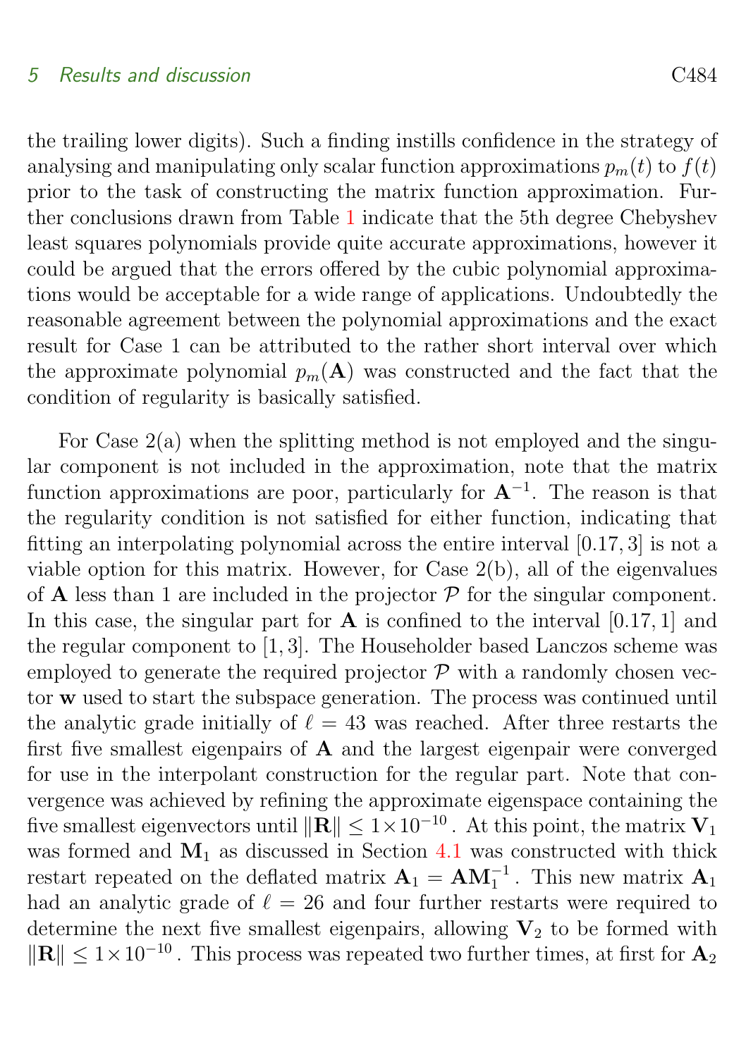the trailing lower digits). Such a finding instills confidence in the strategy of analysing and manipulating only scalar function approximations $p_m(t)$ to $f(t)$ prior to the task of constructing the matrix function approximation. Further conclusions drawn from Table 1 indicate that the 5th degree Chebyshev least squares polynomials provide quite accurate approximations, however it could be argued that the errors offered by the cubic polynomial approximations would be acceptable for a wide range of applications. Undoubtedly the reasonable agreement between the polynomial approximations and the exact result for Case 1 can be attributed to the rather short interval over which the approximate polynomial $p_m(\mathbf{A})$ was constructed and the fact that the condition of regularity is basically satisfied.

For Case 2(a) when the splitting method is not employed and the singular component is not included in the approximation, note that the matrix function approximations are poor, particularly for $\mathbf{A}^{-1}$. The reason is that the regularity condition is not satisfied for either function, indicating that fitting an interpolating polynomial across the entire interval $[0.17, 3]$ is not a viable option for this matrix. However, for Case 2(b), all of the eigenvalues of $\mathbf{A}$ less than 1 are included in the projector $\mathcal{P}$ for the singular component. In this case, the singular part for $\mathbf{A}$ is confined to the interval $[0.17, 1]$ and the regular component to $[1, 3]$. The Householder based Lanczos scheme was employed to generate the required projector $\mathcal{P}$ with a randomly chosen vector $\mathbf{w}$ used to start the subspace generation. The process was continued until the analytic grade initially of $\ell = 43$ was reached. After three restarts the first five smallest eigenpairs of $\mathbf{A}$ and the largest eigenpair were converged for use in the interpolant construction for the regular part. Note that convergence was achieved by refining the approximate eigenspace containing the five smallest eigenvectors until $\|\mathbf{R}\| \leq 1\times10^{-10}$. At this point, the matrix $\mathbf{V}_1$ was formed and $\mathbf{M}_1$ as discussed in Section 4.1 was constructed with thick restart repeated on the deflated matrix $\mathbf{A}_1 = \mathbf{A}\mathbf{M}_1^{-1}$. This new matrix $\mathbf{A}_1$ had an analytic grade of $\ell = 26$ and four further restarts were required to determine the next five smallest eigenpairs, allowing $\mathbf{V}_2$ to be formed with $\|\mathbf{R}\| \leq 1\times10^{-10}$. This process was repeated two further times, at first for $\mathbf{A}_2$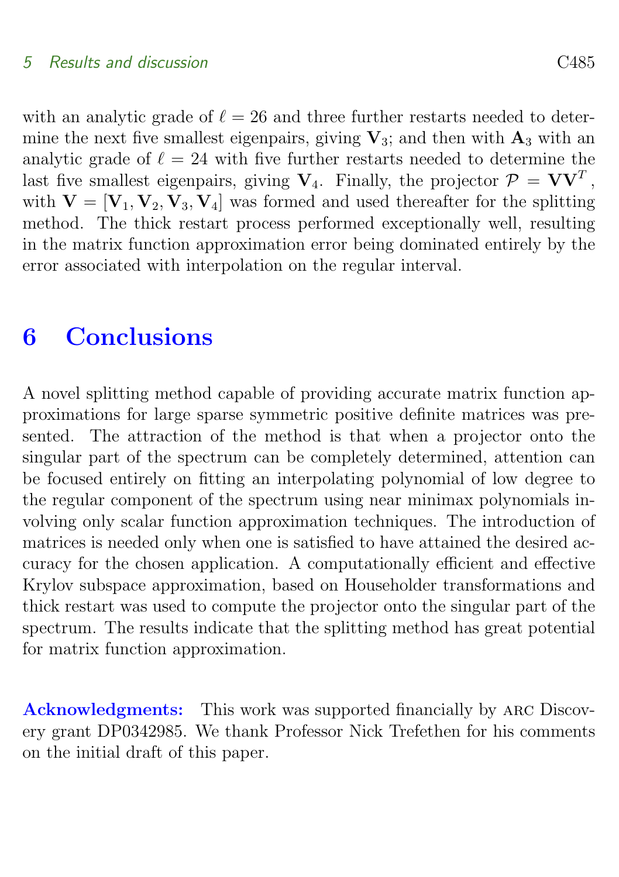with an analytic grade of $\ell = 26$ and three further restarts needed to determine the next five smallest eigenpairs, giving $\mathbf{V}_3$; and then with $\mathbf{A}_3$ with an analytic grade of $\ell = 24$ with five further restarts needed to determine the last five smallest eigenpairs, giving $\mathbf{V}_4$. Finally, the projector $\mathcal{P} = \mathbf{V}\mathbf{V}^T$, with $\mathbf{V} = [\mathbf{V}_1, \mathbf{V}_2, \mathbf{V}_3, \mathbf{V}_4]$ was formed and used thereafter for the splitting method. The thick restart process performed exceptionally well, resulting in the matrix function approximation error being dominated entirely by the error associated with interpolation on the regular interval.

# 6 Conclusions

A novel splitting method capable of providing accurate matrix function approximations for large sparse symmetric positive definite matrices was presented. The attraction of the method is that when a projector onto the singular part of the spectrum can be completely determined, attention can be focused entirely on fitting an interpolating polynomial of low degree to the regular component of the spectrum using near minimax polynomials involving only scalar function approximation techniques. The introduction of matrices is needed only when one is satisfied to have attained the desired accuracy for the chosen application. A computationally efficient and effective Krylov subspace approximation, based on Householder transformations and thick restart was used to compute the projector onto the singular part of the spectrum. The results indicate that the splitting method has great potential for matrix function approximation.

**Acknowledgments:** This work was supported financially by ARC Discovery grant DP0342985. We thank Professor Nick Trefethen for his comments on the initial draft of this paper.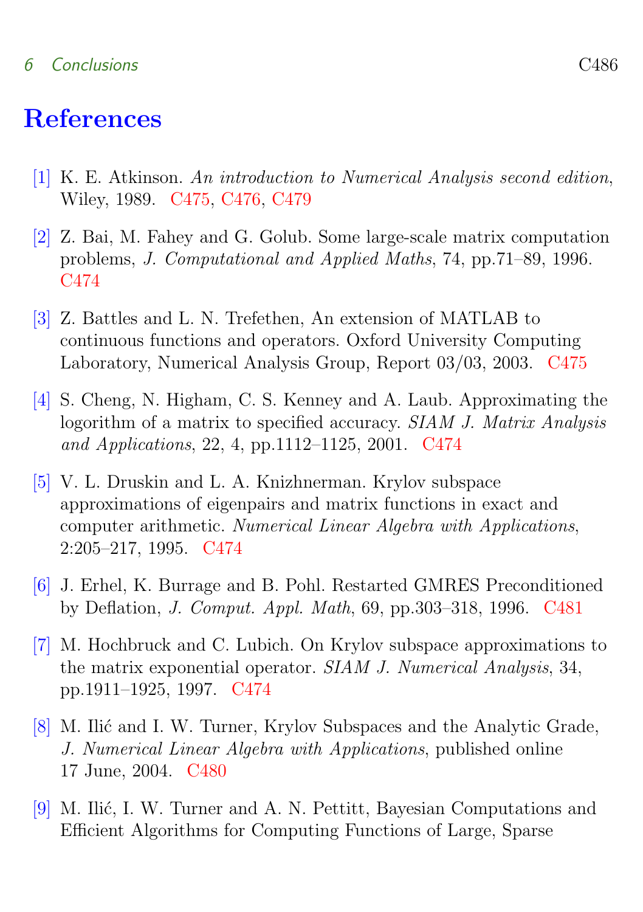# References

[1] K. E. Atkinson. *An introduction to Numerical Analysis second edition*, Wiley, 1989. C475, C476, C479

[2] Z. Bai, M. Fahey and G. Golub. Some large-scale matrix computation problems, *J. Computational and Applied Maths*, 74, pp.71–89, 1996. C474

[3] Z. Battles and L. N. Trefethen, An extension of MATLAB to continuous functions and operators. Oxford University Computing Laboratory, Numerical Analysis Group, Report 03/03, 2003. C475

[4] S. Cheng, N. Higham, C. S. Kenney and A. Laub. Approximating the logorithm of a matrix to specified accuracy. *SIAM J. Matrix Analysis and Applications*, 22, 4, pp.1112–1125, 2001. C474

[5] V. L. Druskin and L. A. Knizhnerman. Krylov subspace approximations of eigenpairs and matrix functions in exact and computer arithmetic. *Numerical Linear Algebra with Applications*, 2:205–217, 1995. C474

[6] J. Erhel, K. Burrage and B. Pohl. Restarted GMRES Preconditioned by Deflation, *J. Comput. Appl. Math*, 69, pp.303–318, 1996. C481

[7] M. Hochbruck and C. Lubich. On Krylov subspace approximations to the matrix exponential operator. *SIAM J. Numerical Analysis*, 34, pp.1911–1925, 1997. C474

[8] M. Ilić and I. W. Turner, Krylov Subspaces and the Analytic Grade, *J. Numerical Linear Algebra with Applications*, published online 17 June, 2004. C480

[9] M. Ilić, I. W. Turner and A. N. Pettitt, Bayesian Computations and Efficient Algorithms for Computing Functions of Large, Sparse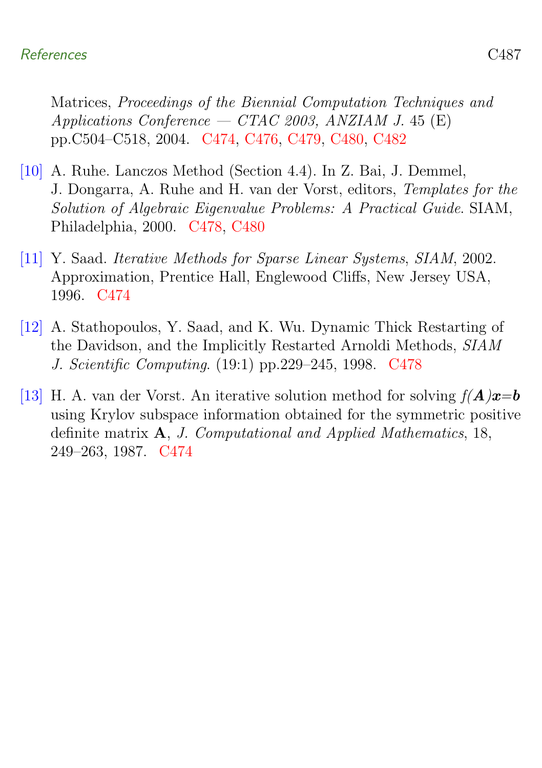Matrices, *Proceedings of the Biennial Computation Techniques and Applications Conference — CTAC 2003, ANZIAM J.* 45 (E) pp.C504–C518, 2004. C474, C476, C479, C480, C482

[10] A. Ruhe. Lanczos Method (Section 4.4). In Z. Bai, J. Demmel, J. Dongarra, A. Ruhe and H. van der Vorst, editors, *Templates for the Solution of Algebraic Eigenvalue Problems: A Practical Guide*. SIAM, Philadelphia, 2000. C478, C480

[11] Y. Saad. *Iterative Methods for Sparse Linear Systems*, *SIAM*, 2002. Approximation, Prentice Hall, Englewood Cliffs, New Jersey USA, 1996. C474

[12] A. Stathopoulos, Y. Saad, and K. Wu. Dynamic Thick Restarting of the Davidson, and the Implicitly Restarted Arnoldi Methods, *SIAM J. Scientific Computing*. (19:1) pp.229–245, 1998. C478

[13] H. A. van der Vorst. An iterative solution method for solving $f(\boldsymbol{A})\boldsymbol{x}=\boldsymbol{b}$ using Krylov subspace information obtained for the symmetric positive definite matrix $\mathbf{A}$, *J. Computational and Applied Mathematics*, 18, 249–263, 1987. C474